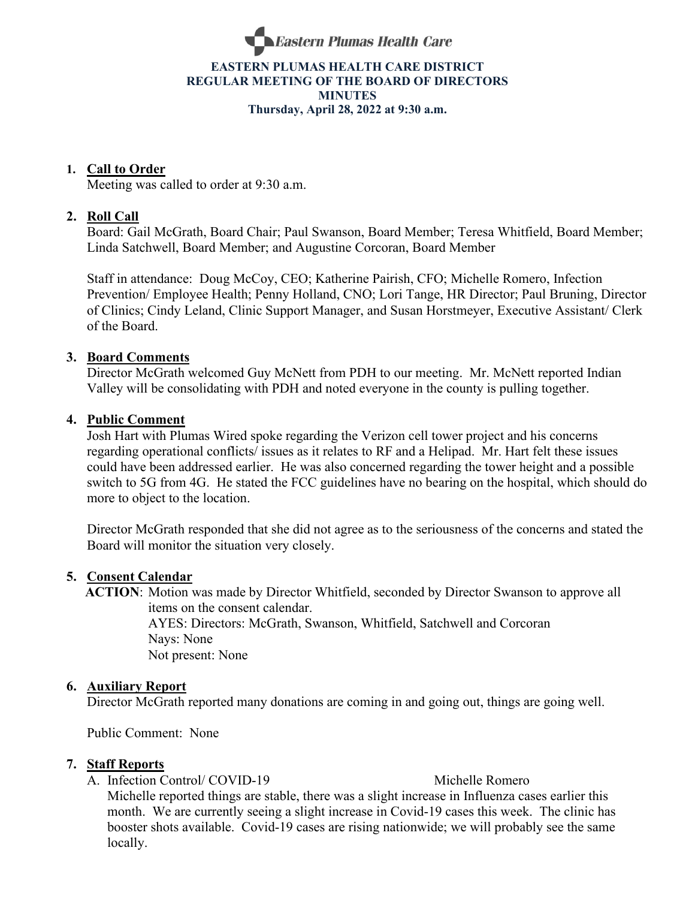Eastern Plumas Health Care

# EASTERN PLUMAS HEALTH CARE DISTRICT
## REGULAR MEETING OF THE BOARD OF DIRECTORS
## MINUTES
**Thursday, April 28, 2022 at 9:30 a.m.**

1. **Call to Order**
   Meeting was called to order at 9:30 a.m.

2. **Roll Call**
   Board: Gail McGrath, Board Chair; Paul Swanson, Board Member; Teresa Whitfield, Board Member; Linda Satchwell, Board Member; and Augustine Corcoran, Board Member

   Staff in attendance: Doug McCoy, CEO; Katherine Pairish, CFO; Michelle Romero, Infection Prevention/ Employee Health; Penny Holland, CNO; Lori Tange, HR Director; Paul Bruning, Director of Clinics; Cindy Leland, Clinic Support Manager, and Susan Horstmeyer, Executive Assistant/ Clerk of the Board.

3. **Board Comments**
   Director McGrath welcomed Guy McNett from PDH to our meeting. Mr. McNett reported Indian Valley will be consolidating with PDH and noted everyone in the county is pulling together.

4. **Public Comment**
   Josh Hart with Plumas Wired spoke regarding the Verizon cell tower project and his concerns regarding operational conflicts/ issues as it relates to RF and a Helipad. Mr. Hart felt these issues could have been addressed earlier. He was also concerned regarding the tower height and a possible switch to 5G from 4G. He stated the FCC guidelines have no bearing on the hospital, which should do more to object to the location.

   Director McGrath responded that she did not agree as to the seriousness of the concerns and stated the Board will monitor the situation very closely.

5. **Consent Calendar**
   **ACTION**: Motion was made by Director Whitfield, seconded by Director Swanson to approve all items on the consent calendar.
   AYES: Directors: McGrath, Swanson, Whitfield, Satchwell and Corcoran
   Nays: None
   Not present: None

6. **Auxiliary Report**
   Director McGrath reported many donations are coming in and going out, things are going well.

   Public Comment: None

7. **Staff Reports**
   A. Infection Control/ COVID-19 — Michelle Romero
   Michelle reported things are stable, there was a slight increase in Influenza cases earlier this month. We are currently seeing a slight increase in Covid-19 cases this week. The clinic has booster shots available. Covid-19 cases are rising nationwide; we will probably see the same locally.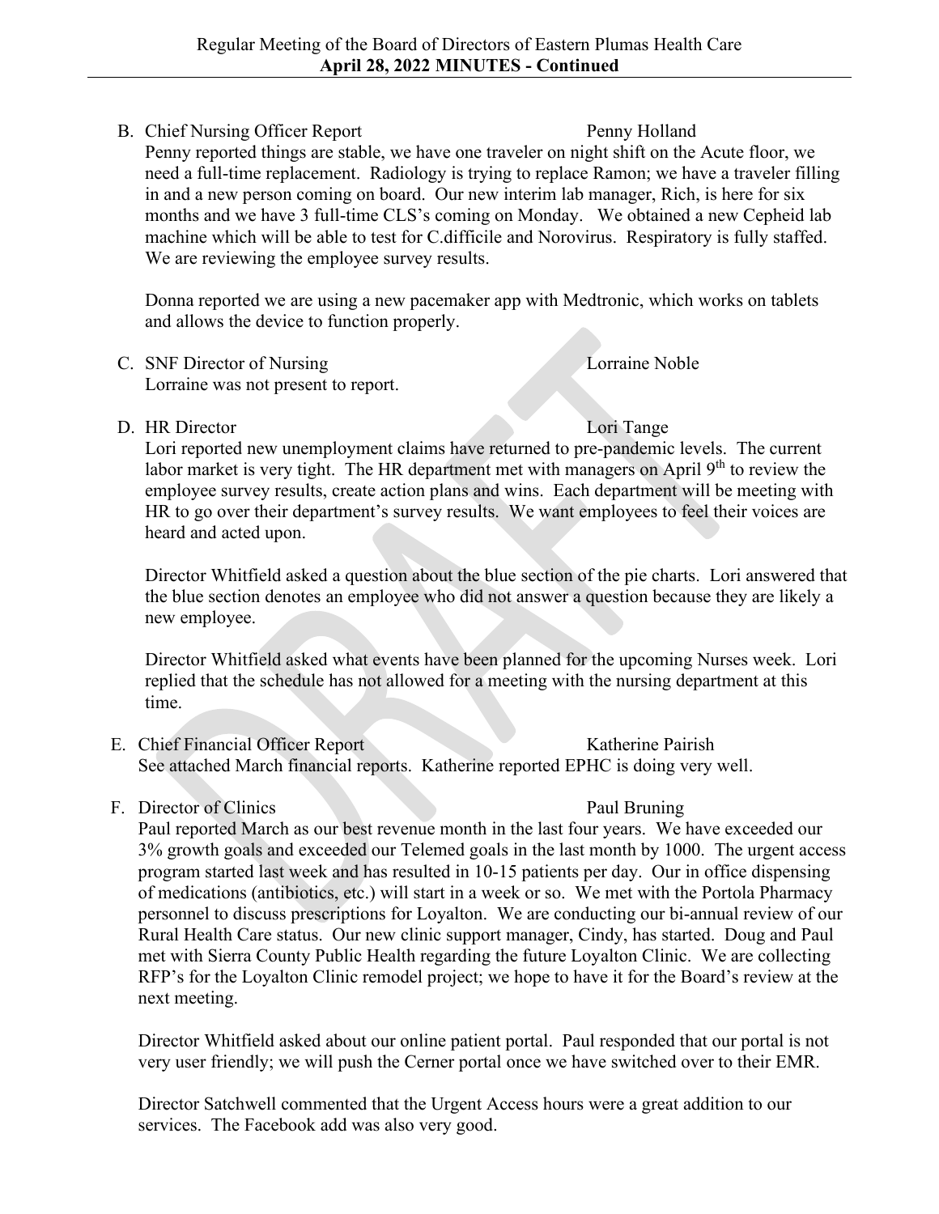B. Chief Nursing Officer Report — Penny Holland

Penny reported things are stable, we have one traveler on night shift on the Acute floor, we need a full-time replacement. Radiology is trying to replace Ramon; we have a traveler filling in and a new person coming on board. Our new interim lab manager, Rich, is here for six months and we have 3 full-time CLS's coming on Monday. We obtained a new Cepheid lab machine which will be able to test for C.difficile and Norovirus. Respiratory is fully staffed. We are reviewing the employee survey results.

Donna reported we are using a new pacemaker app with Medtronic, which works on tablets and allows the device to function properly.

C. SNF Director of Nursing — Lorraine Noble

Lorraine was not present to report.

D. HR Director — Lori Tange

Lori reported new unemployment claims have returned to pre-pandemic levels. The current labor market is very tight. The HR department met with managers on April 9th to review the employee survey results, create action plans and wins. Each department will be meeting with HR to go over their department's survey results. We want employees to feel their voices are heard and acted upon.

Director Whitfield asked a question about the blue section of the pie charts. Lori answered that the blue section denotes an employee who did not answer a question because they are likely a new employee.

Director Whitfield asked what events have been planned for the upcoming Nurses week. Lori replied that the schedule has not allowed for a meeting with the nursing department at this time.

E. Chief Financial Officer Report — Katherine Pairish

See attached March financial reports. Katherine reported EPHC is doing very well.

F. Director of Clinics — Paul Bruning

Paul reported March as our best revenue month in the last four years. We have exceeded our 3% growth goals and exceeded our Telemed goals in the last month by 1000. The urgent access program started last week and has resulted in 10-15 patients per day. Our in office dispensing of medications (antibiotics, etc.) will start in a week or so. We met with the Portola Pharmacy personnel to discuss prescriptions for Loyalton. We are conducting our bi-annual review of our Rural Health Care status. Our new clinic support manager, Cindy, has started. Doug and Paul met with Sierra County Public Health regarding the future Loyalton Clinic. We are collecting RFP's for the Loyalton Clinic remodel project; we hope to have it for the Board's review at the next meeting.

Director Whitfield asked about our online patient portal. Paul responded that our portal is not very user friendly; we will push the Cerner portal once we have switched over to their EMR.

Director Satchwell commented that the Urgent Access hours were a great addition to our services. The Facebook add was also very good.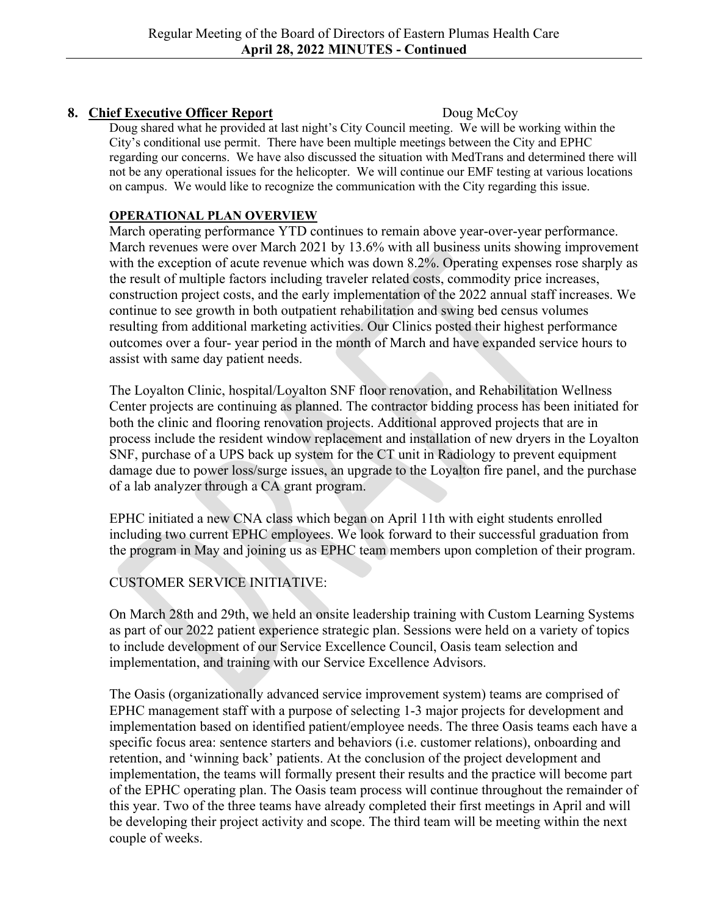## 8. Chief Executive Officer Report Doug McCoy

Doug shared what he provided at last night's City Council meeting. We will be working within the City's conditional use permit. There have been multiple meetings between the City and EPHC regarding our concerns. We have also discussed the situation with MedTrans and determined there will not be any operational issues for the helicopter. We will continue our EMF testing at various locations on campus. We would like to recognize the communication with the City regarding this issue.

**OPERATIONAL PLAN OVERVIEW**

March operating performance YTD continues to remain above year-over-year performance. March revenues were over March 2021 by 13.6% with all business units showing improvement with the exception of acute revenue which was down 8.2%. Operating expenses rose sharply as the result of multiple factors including traveler related costs, commodity price increases, construction project costs, and the early implementation of the 2022 annual staff increases. We continue to see growth in both outpatient rehabilitation and swing bed census volumes resulting from additional marketing activities. Our Clinics posted their highest performance outcomes over a four- year period in the month of March and have expanded service hours to assist with same day patient needs.

The Loyalton Clinic, hospital/Loyalton SNF floor renovation, and Rehabilitation Wellness Center projects are continuing as planned. The contractor bidding process has been initiated for both the clinic and flooring renovation projects. Additional approved projects that are in process include the resident window replacement and installation of new dryers in the Loyalton SNF, purchase of a UPS back up system for the CT unit in Radiology to prevent equipment damage due to power loss/surge issues, an upgrade to the Loyalton fire panel, and the purchase of a lab analyzer through a CA grant program.

EPHC initiated a new CNA class which began on April 11th with eight students enrolled including two current EPHC employees. We look forward to their successful graduation from the program in May and joining us as EPHC team members upon completion of their program.

CUSTOMER SERVICE INITIATIVE:

On March 28th and 29th, we held an onsite leadership training with Custom Learning Systems as part of our 2022 patient experience strategic plan. Sessions were held on a variety of topics to include development of our Service Excellence Council, Oasis team selection and implementation, and training with our Service Excellence Advisors.

The Oasis (organizationally advanced service improvement system) teams are comprised of EPHC management staff with a purpose of selecting 1-3 major projects for development and implementation based on identified patient/employee needs. The three Oasis teams each have a specific focus area: sentence starters and behaviors (i.e. customer relations), onboarding and retention, and 'winning back' patients. At the conclusion of the project development and implementation, the teams will formally present their results and the practice will become part of the EPHC operating plan. The Oasis team process will continue throughout the remainder of this year. Two of the three teams have already completed their first meetings in April and will be developing their project activity and scope. The third team will be meeting within the next couple of weeks.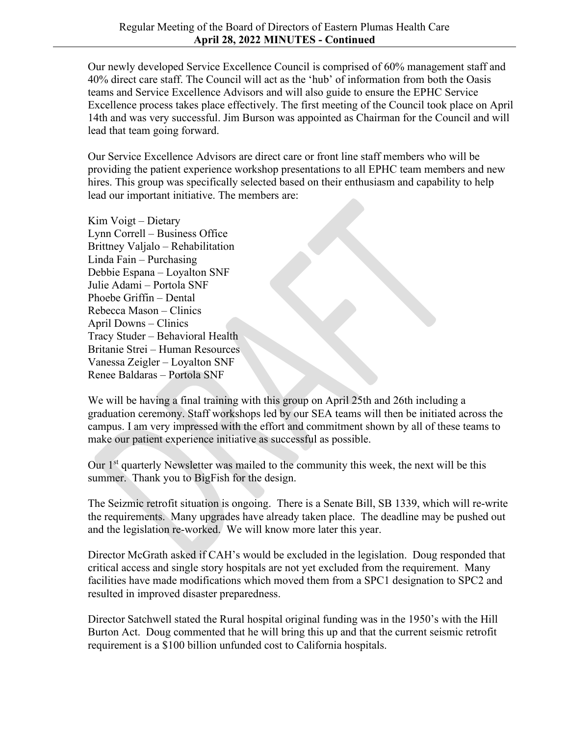Our newly developed Service Excellence Council is comprised of 60% management staff and 40% direct care staff. The Council will act as the 'hub' of information from both the Oasis teams and Service Excellence Advisors and will also guide to ensure the EPHC Service Excellence process takes place effectively. The first meeting of the Council took place on April 14th and was very successful. Jim Burson was appointed as Chairman for the Council and will lead that team going forward.

Our Service Excellence Advisors are direct care or front line staff members who will be providing the patient experience workshop presentations to all EPHC team members and new hires. This group was specifically selected based on their enthusiasm and capability to help lead our important initiative. The members are:

Kim Voigt – Dietary
Lynn Correll – Business Office
Brittney Valjalo – Rehabilitation
Linda Fain – Purchasing
Debbie Espana – Loyalton SNF
Julie Adami – Portola SNF
Phoebe Griffin – Dental
Rebecca Mason – Clinics
April Downs – Clinics
Tracy Studer – Behavioral Health
Britanie Strei – Human Resources
Vanessa Zeigler – Loyalton SNF
Renee Baldaras – Portola SNF

We will be having a final training with this group on April 25th and 26th including a graduation ceremony. Staff workshops led by our SEA teams will then be initiated across the campus. I am very impressed with the effort and commitment shown by all of these teams to make our patient experience initiative as successful as possible.

Our 1st quarterly Newsletter was mailed to the community this week, the next will be this summer. Thank you to BigFish for the design.

The Seizmic retrofit situation is ongoing. There is a Senate Bill, SB 1339, which will re-write the requirements. Many upgrades have already taken place. The deadline may be pushed out and the legislation re-worked. We will know more later this year.

Director McGrath asked if CAH's would be excluded in the legislation. Doug responded that critical access and single story hospitals are not yet excluded from the requirement. Many facilities have made modifications which moved them from a SPC1 designation to SPC2 and resulted in improved disaster preparedness.

Director Satchwell stated the Rural hospital original funding was in the 1950's with the Hill Burton Act. Doug commented that he will bring this up and that the current seismic retrofit requirement is a $100 billion unfunded cost to California hospitals.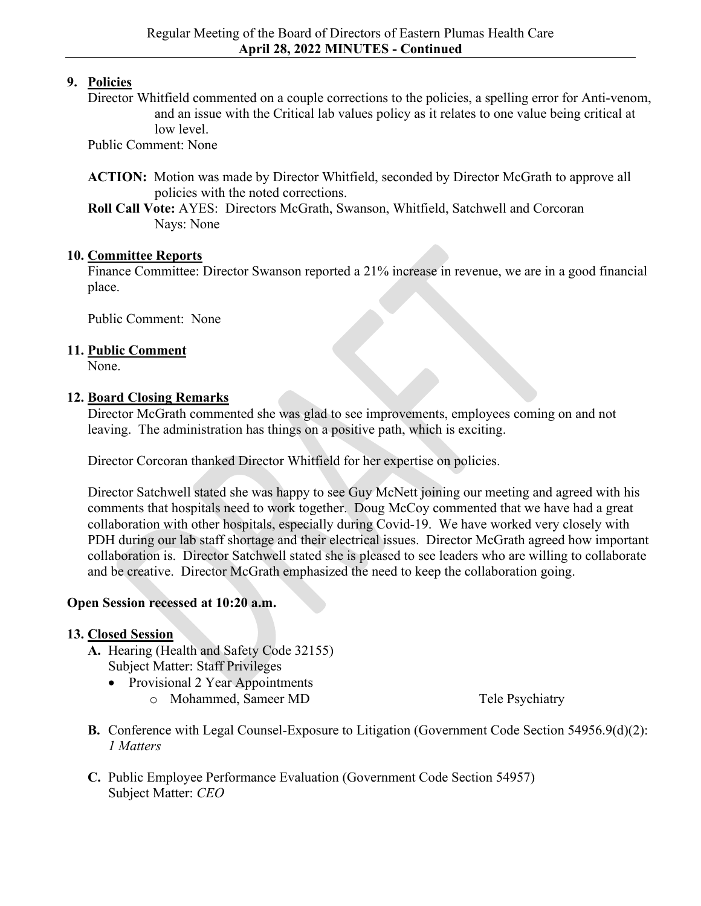## 9. Policies

Director Whitfield commented on a couple corrections to the policies, a spelling error for Anti-venom, and an issue with the Critical lab values policy as it relates to one value being critical at low level.

Public Comment: None

**ACTION:** Motion was made by Director Whitfield, seconded by Director McGrath to approve all policies with the noted corrections.

**Roll Call Vote:** AYES: Directors McGrath, Swanson, Whitfield, Satchwell and Corcoran
Nays: None

## 10. Committee Reports

Finance Committee: Director Swanson reported a 21% increase in revenue, we are in a good financial place.

Public Comment: None

## 11. Public Comment

None.

## 12. Board Closing Remarks

Director McGrath commented she was glad to see improvements, employees coming on and not leaving. The administration has things on a positive path, which is exciting.

Director Corcoran thanked Director Whitfield for her expertise on policies.

Director Satchwell stated she was happy to see Guy McNett joining our meeting and agreed with his comments that hospitals need to work together. Doug McCoy commented that we have had a great collaboration with other hospitals, especially during Covid-19. We have worked very closely with PDH during our lab staff shortage and their electrical issues. Director McGrath agreed how important collaboration is. Director Satchwell stated she is pleased to see leaders who are willing to collaborate and be creative. Director McGrath emphasized the need to keep the collaboration going.

**Open Session recessed at 10:20 a.m.**

## 13. Closed Session

**A.** Hearing (Health and Safety Code 32155)
Subject Matter: Staff Privileges
- Provisional 2 Year Appointments
    - Mohammed, Sameer MD — Tele Psychiatry

**B.** Conference with Legal Counsel-Exposure to Litigation (Government Code Section 54956.9(d)(2): *1 Matters*

**C.** Public Employee Performance Evaluation (Government Code Section 54957)
Subject Matter: *CEO*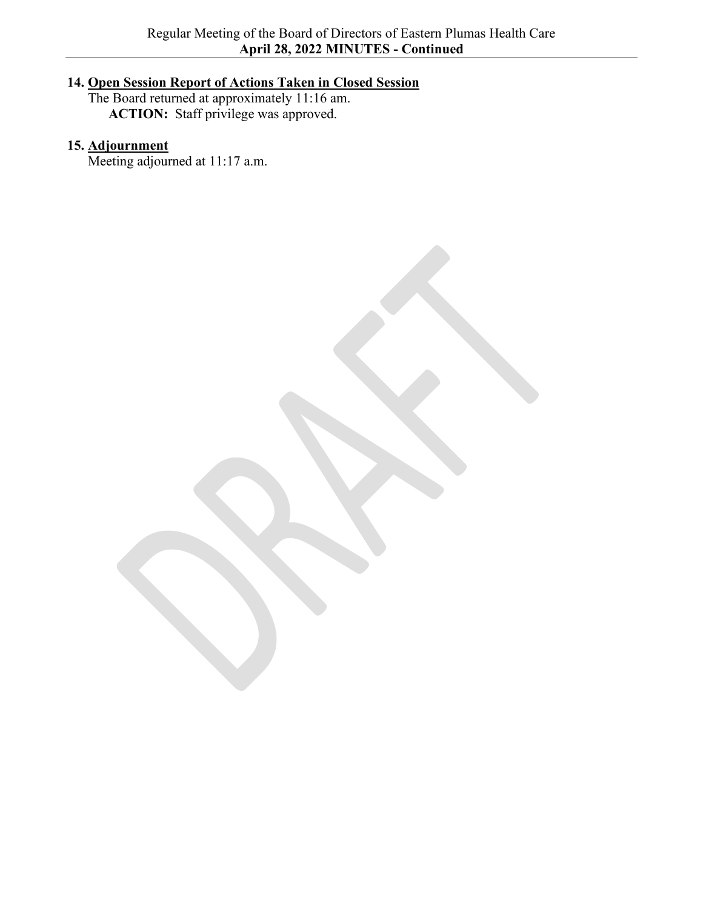**14. Open Session Report of Actions Taken in Closed Session**

The Board returned at approximately 11:16 am.

**ACTION:** Staff privilege was approved.

**15. Adjournment**

Meeting adjourned at 11:17 a.m.